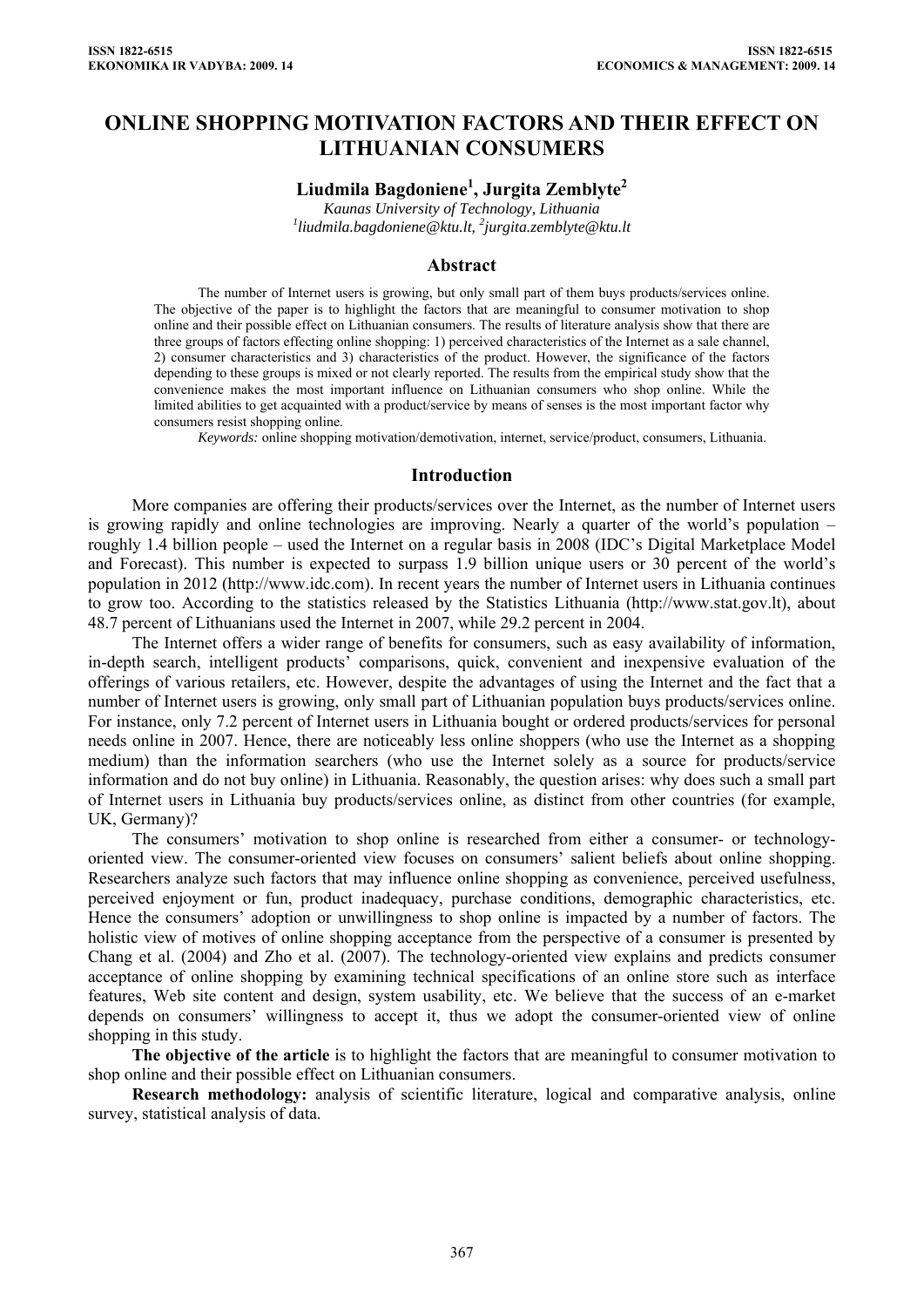# ONLINE SHOPPING MOTIVATION FACTORS AND THEIR EFFECT ON LITHUANIAN CONSUMERS

**Liudmila Bagdoniene[1], Jurgita Zemblyte[2]**

*Kaunas University of Technology, Lithuania*

*[1]liudmila.bagdoniene@ktu.lt, [2]jurgita.zemblyte@ktu.lt*

## Abstract

The number of Internet users is growing, but only small part of them buys products/services online. The objective of the paper is to highlight the factors that are meaningful to consumer motivation to shop online and their possible effect on Lithuanian consumers. The results of literature analysis show that there are three groups of factors effecting online shopping: 1) perceived characteristics of the Internet as a sale channel, 2) consumer characteristics and 3) characteristics of the product. However, the significance of the factors depending to these groups is mixed or not clearly reported. The results from the empirical study show that the convenience makes the most important influence on Lithuanian consumers who shop online. While the limited abilities to get acquainted with a product/service by means of senses is the most important factor why consumers resist shopping online.

*Keywords:* online shopping motivation/demotivation, internet, service/product, consumers, Lithuania.

## Introduction

More companies are offering their products/services over the Internet, as the number of Internet users is growing rapidly and online technologies are improving. Nearly a quarter of the world's population – roughly 1.4 billion people – used the Internet on a regular basis in 2008 (IDC's Digital Marketplace Model and Forecast). This number is expected to surpass 1.9 billion unique users or 30 percent of the world's population in 2012 (http://www.idc.com). In recent years the number of Internet users in Lithuania continues to grow too. According to the statistics released by the Statistics Lithuania (http://www.stat.gov.lt), about 48.7 percent of Lithuanians used the Internet in 2007, while 29.2 percent in 2004.

The Internet offers a wider range of benefits for consumers, such as easy availability of information, in-depth search, intelligent products' comparisons, quick, convenient and inexpensive evaluation of the offerings of various retailers, etc. However, despite the advantages of using the Internet and the fact that a number of Internet users is growing, only small part of Lithuanian population buys products/services online. For instance, only 7.2 percent of Internet users in Lithuania bought or ordered products/services for personal needs online in 2007. Hence, there are noticeably less online shoppers (who use the Internet as a shopping medium) than the information searchers (who use the Internet solely as a source for products/service information and do not buy online) in Lithuania. Reasonably, the question arises: why does such a small part of Internet users in Lithuania buy products/services online, as distinct from other countries (for example, UK, Germany)?

The consumers' motivation to shop online is researched from either a consumer- or technology-oriented view. The consumer-oriented view focuses on consumers' salient beliefs about online shopping. Researchers analyze such factors that may influence online shopping as convenience, perceived usefulness, perceived enjoyment or fun, product inadequacy, purchase conditions, demographic characteristics, etc. Hence the consumers' adoption or unwillingness to shop online is impacted by a number of factors. The holistic view of motives of online shopping acceptance from the perspective of a consumer is presented by Chang et al. (2004) and Zho et al. (2007). The technology-oriented view explains and predicts consumer acceptance of online shopping by examining technical specifications of an online store such as interface features, Web site content and design, system usability, etc. We believe that the success of an e-market depends on consumers' willingness to accept it, thus we adopt the consumer-oriented view of online shopping in this study.

**The objective of the article** is to highlight the factors that are meaningful to consumer motivation to shop online and their possible effect on Lithuanian consumers.

**Research methodology:** analysis of scientific literature, logical and comparative analysis, online survey, statistical analysis of data.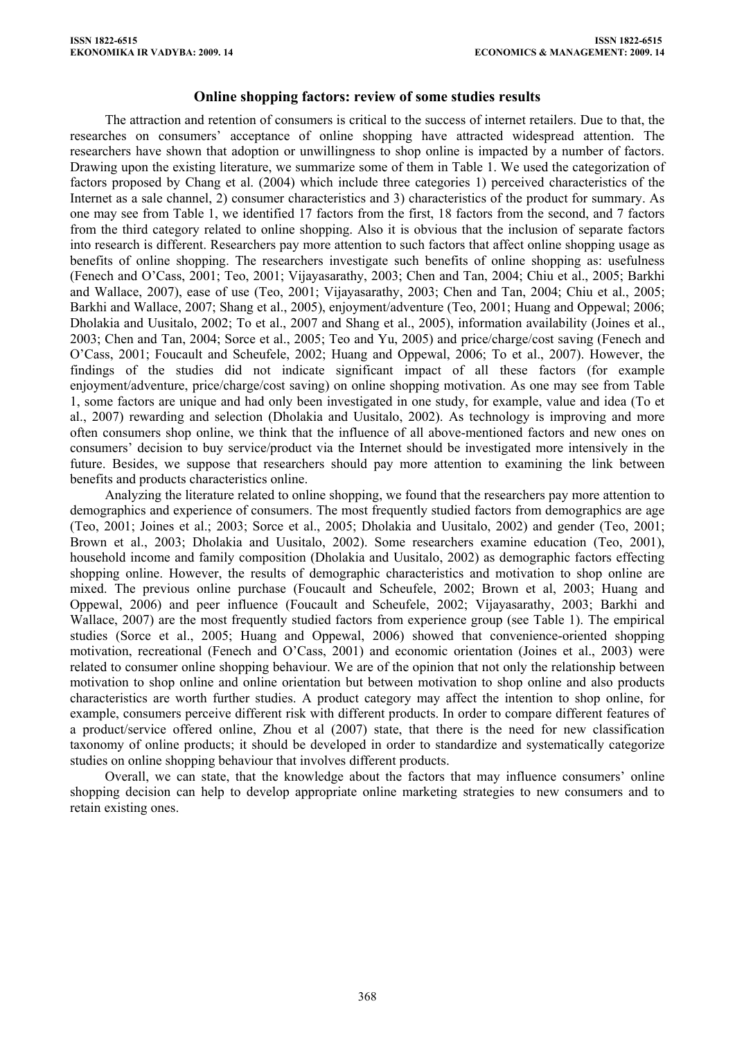## Online shopping factors: review of some studies results

The attraction and retention of consumers is critical to the success of internet retailers. Due to that, the researches on consumers' acceptance of online shopping have attracted widespread attention. The researchers have shown that adoption or unwillingness to shop online is impacted by a number of factors. Drawing upon the existing literature, we summarize some of them in Table 1. We used the categorization of factors proposed by Chang et al. (2004) which include three categories 1) perceived characteristics of the Internet as a sale channel, 2) consumer characteristics and 3) characteristics of the product for summary. As one may see from Table 1, we identified 17 factors from the first, 18 factors from the second, and 7 factors from the third category related to online shopping. Also it is obvious that the inclusion of separate factors into research is different. Researchers pay more attention to such factors that affect online shopping usage as benefits of online shopping. The researchers investigate such benefits of online shopping as: usefulness (Fenech and O'Cass, 2001; Teo, 2001; Vijayasarathy, 2003; Chen and Tan, 2004; Chiu et al., 2005; Barkhi and Wallace, 2007), ease of use (Teo, 2001; Vijayasarathy, 2003; Chen and Tan, 2004; Chiu et al., 2005; Barkhi and Wallace, 2007; Shang et al., 2005), enjoyment/adventure (Teo, 2001; Huang and Oppewal; 2006; Dholakia and Uusitalo, 2002; To et al., 2007 and Shang et al., 2005), information availability (Joines et al., 2003; Chen and Tan, 2004; Sorce et al., 2005; Teo and Yu, 2005) and price/charge/cost saving (Fenech and O'Cass, 2001; Foucault and Scheufele, 2002; Huang and Oppewal, 2006; To et al., 2007). However, the findings of the studies did not indicate significant impact of all these factors (for example enjoyment/adventure, price/charge/cost saving) on online shopping motivation. As one may see from Table 1, some factors are unique and had only been investigated in one study, for example, value and idea (To et al., 2007) rewarding and selection (Dholakia and Uusitalo, 2002). As technology is improving and more often consumers shop online, we think that the influence of all above-mentioned factors and new ones on consumers' decision to buy service/product via the Internet should be investigated more intensively in the future. Besides, we suppose that researchers should pay more attention to examining the link between benefits and products characteristics online.

Analyzing the literature related to online shopping, we found that the researchers pay more attention to demographics and experience of consumers. The most frequently studied factors from demographics are age (Teo, 2001; Joines et al.; 2003; Sorce et al., 2005; Dholakia and Uusitalo, 2002) and gender (Teo, 2001; Brown et al., 2003; Dholakia and Uusitalo, 2002). Some researchers examine education (Teo, 2001), household income and family composition (Dholakia and Uusitalo, 2002) as demographic factors effecting shopping online. However, the results of demographic characteristics and motivation to shop online are mixed. The previous online purchase (Foucault and Scheufele, 2002; Brown et al, 2003; Huang and Oppewal, 2006) and peer influence (Foucault and Scheufele, 2002; Vijayasarathy, 2003; Barkhi and Wallace, 2007) are the most frequently studied factors from experience group (see Table 1). The empirical studies (Sorce et al., 2005; Huang and Oppewal, 2006) showed that convenience-oriented shopping motivation, recreational (Fenech and O'Cass, 2001) and economic orientation (Joines et al., 2003) were related to consumer online shopping behaviour. We are of the opinion that not only the relationship between motivation to shop online and online orientation but between motivation to shop online and also products characteristics are worth further studies. A product category may affect the intention to shop online, for example, consumers perceive different risk with different products. In order to compare different features of a product/service offered online, Zhou et al (2007) state, that there is the need for new classification taxonomy of online products; it should be developed in order to standardize and systematically categorize studies on online shopping behaviour that involves different products.

Overall, we can state, that the knowledge about the factors that may influence consumers' online shopping decision can help to develop appropriate online marketing strategies to new consumers and to retain existing ones.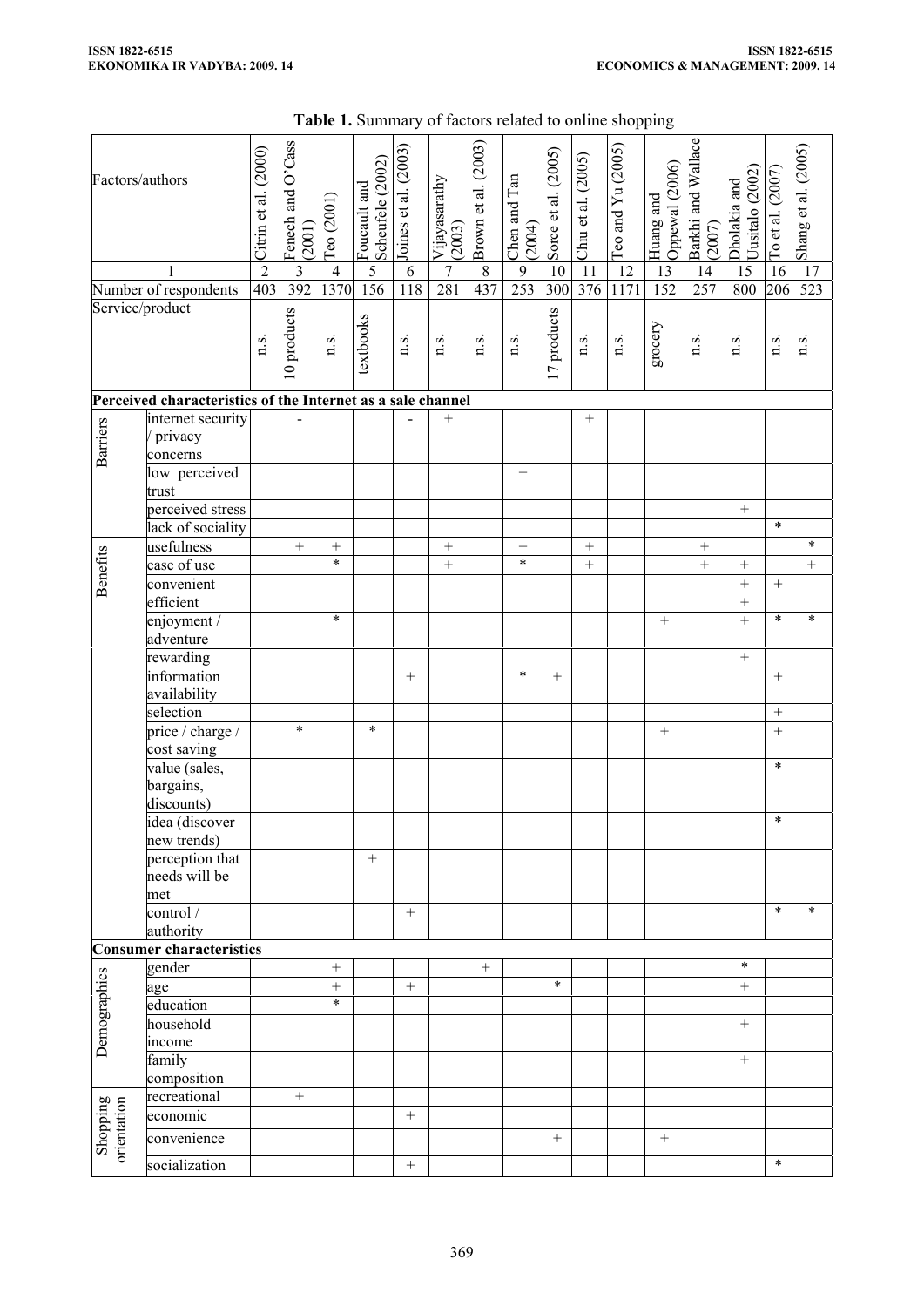**Table 1.** Summary of factors related to online shopping

| Factors/authors | | Citrin et al. (2000) | Fenech and O'Cass (2001) | Teo (2001) | Foucault and Scheufele (2002) | Joines et al. (2003) | Vijayasarathy (2003) | Brown et al. (2003) | Chen and Tan (2004) | Sorce et al. (2005) | Chiu et al. (2005) | Teo and Yu (2005) | Huang and Oppewal (2006) | Barkhi and Wallace (2007) | Dholakia and Uusitalo (2002) | To et al. (2007) | Shang et al. (2005) |
|---|---|---|---|---|---|---|---|---|---|---|---|---|---|---|---|---|---|
| 1 | | 2 | 3 | 4 | 5 | 6 | 7 | 8 | 9 | 10 | 11 | 12 | 13 | 14 | 15 | 16 | 17 |
| Number of respondents | | 403 | 392 | 1370 | 156 | 118 | 281 | 437 | 253 | 300 | 376 | 1171 | 152 | 257 | 800 | 206 | 523 |
| Service/product | | n.s. | 10 products | n.s. | textbooks | n.s. | n.s. | n.s. | n.s. | 17 products | n.s. | n.s. | grocery | n.s. | n.s. | n.s. | n.s. |
| **Perceived characteristics of the Internet as a sale channel** | | | | | | | | | | | | | | | | | |
| Barriers | internet security / privacy concerns | | - | | | - | + | | | | + | | | | | | |
| | low perceived trust | | | | | | | | + | | | | | | | | |
| | perceived stress | | | | | | | | | | | | | | + | | |
| | lack of sociality | | | | | | | | | | | | | | | * | |
| Benefits | usefulness | | + | + | | | + | | + | | + | | | + | | | * |
| | ease of use | | | * | | | + | | * | | + | | | + | + | | + |
| | convenient | | | | | | | | | | | | | | + | + | |
| | efficient | | | | | | | | | | | | | | + | | |
| | enjoyment / adventure | | | * | | | | | | | | | + | | + | * | * |
| | rewarding | | | | | | | | | | | | | | + | | |
| | information availability | | | | | + | | | * | + | | | | | | + | |
| | selection | | | | | | | | | | | | | | | + | |
| | price / charge / cost saving | | * | | * | | | | | | | | + | | | + | |
| | value (sales, bargains, discounts) | | | | | | | | | | | | | | | * | |
| | idea (discover new trends) | | | | | | | | | | | | | | | * | |
| | perception that needs will be met | | | | + | | | | | | | | | | | | |
| | control / authority | | | | | + | | | | | | | | | | * | * |
| **Consumer characteristics** | | | | | | | | | | | | | | | | | |
| Demographics | gender | | | + | | | | + | | | | | | | * | | |
| | age | | | + | | + | | | | * | | | | | + | | |
| | education | | | * | | | | | | | | | | | | | |
| | household income | | | | | | | | | | | | | | + | | |
| | family composition | | | | | | | | | | | | | | + | | |
| Shopping orientation | recreational | | + | | | | | | | | | | | | | | |
| | economic | | | | | + | | | | | | | | | | | |
| | convenience | | | | | | | | | + | | | + | | | | |
| | socialization | | | | | + | | | | | | | | | | * | |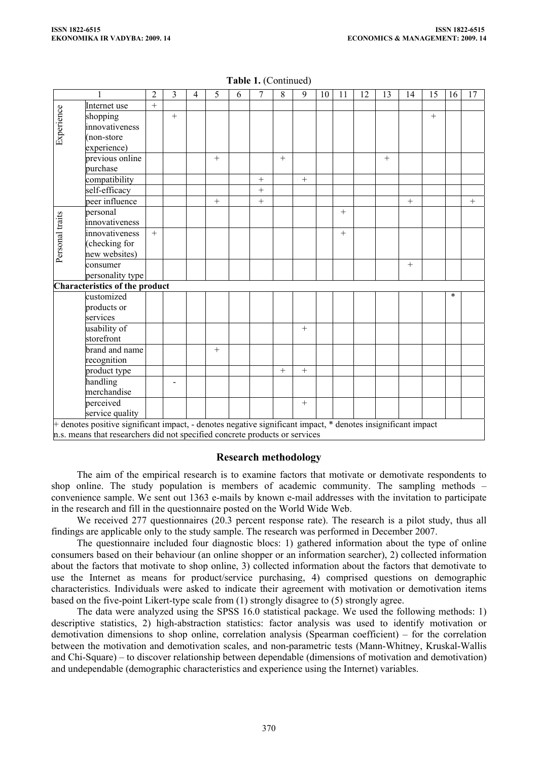**Table 1.** (Continued)

| 1 | | 2 | 3 | 4 | 5 | 6 | 7 | 8 | 9 | 10 | 11 | 12 | 13 | 14 | 15 | 16 | 17 |
|---|---|---|---|---|---|---|---|---|---|---|---|---|---|---|---|---|---|
| Experience | Internet use | + | | | | | | | | | | | | | | | |
| | shopping innovativeness (non-store experience) | | + | | | | | | | | | | | | + | | |
| | previous online purchase | | | | + | | | + | | | | | + | | | | |
| | compatibility | | | | | | + | | + | | | | | | | | |
| | self-efficacy | | | | | | + | | | | | | | | | | |
| | peer influence | | | | + | | + | | | | | | | + | | | + |
| Personal traits | personal innovativeness | | | | | | | | | | + | | | | | | |
| | innovativeness (checking for new websites) | + | | | | | | | | | + | | | | | | |
| | consumer personality type | | | | | | | | | | | | | + | | | |
| **Characteristics of the product** | | | | | | | | | | | | | | | | | |
| | customized products or services | | | | | | | | | | | | | | | * | |
| | usability of storefront | | | | | | | | + | | | | | | | | |
| | brand and name recognition | | | | + | | | | | | | | | | | | |
| | product type | | | | | | | + | + | | | | | | | | |
| | handling merchandise | | - | | | | | | | | | | | | | | |
| | perceived service quality | | | | | | | | + | | | | | | | | |

\+ denotes positive significant impact, - denotes negative significant impact, * denotes insignificant impact
n.s. means that researchers did not specified concrete products or services

## Research methodology

The aim of the empirical research is to examine factors that motivate or demotivate respondents to shop online. The study population is members of academic community. The sampling methods – convenience sample. We sent out 1363 e-mails by known e-mail addresses with the invitation to participate in the research and fill in the questionnaire posted on the World Wide Web.

We received 277 questionnaires (20.3 percent response rate). The research is a pilot study, thus all findings are applicable only to the study sample. The research was performed in December 2007.

The questionnaire included four diagnostic blocs: 1) gathered information about the type of online consumers based on their behaviour (an online shopper or an information searcher), 2) collected information about the factors that motivate to shop online, 3) collected information about the factors that demotivate to use the Internet as means for product/service purchasing, 4) comprised questions on demographic characteristics. Individuals were asked to indicate their agreement with motivation or demotivation items based on the five-point Likert-type scale from (1) strongly disagree to (5) strongly agree.

The data were analyzed using the SPSS 16.0 statistical package. We used the following methods: 1) descriptive statistics, 2) high-abstraction statistics: factor analysis was used to identify motivation or demotivation dimensions to shop online, correlation analysis (Spearman coefficient) – for the correlation between the motivation and demotivation scales, and non-parametric tests (Mann-Whitney, Kruskal-Wallis and Chi-Square) – to discover relationship between dependable (dimensions of motivation and demotivation) and undependable (demographic characteristics and experience using the Internet) variables.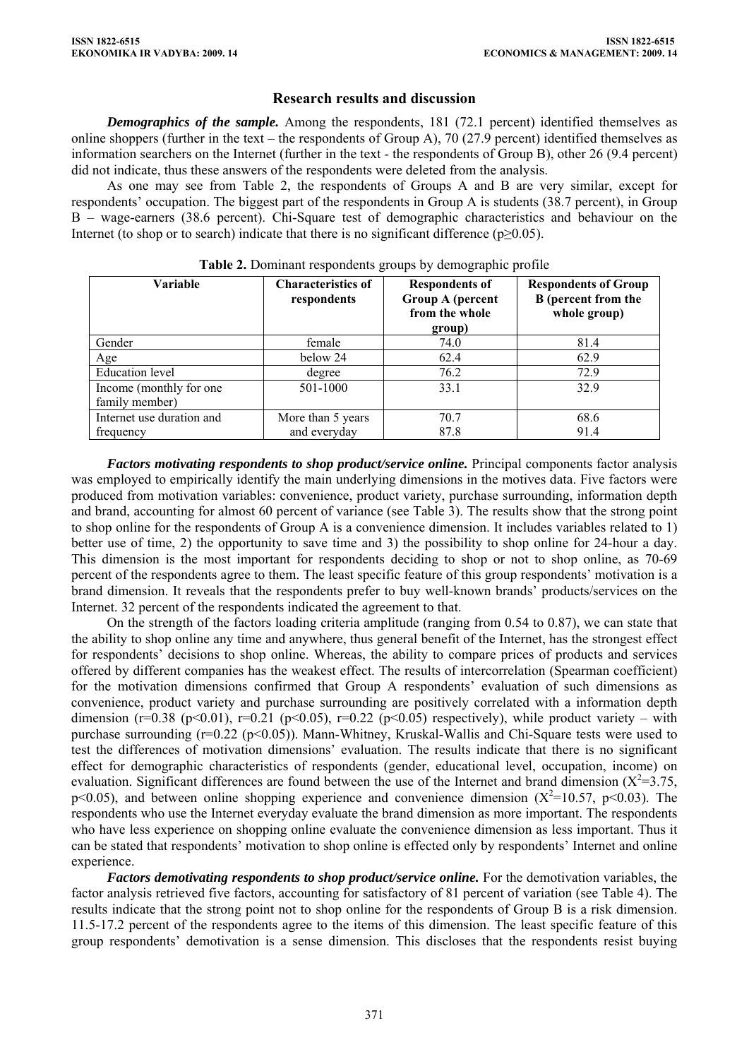## Research results and discussion

***Demographics of the sample.*** Among the respondents, 181 (72.1 percent) identified themselves as online shoppers (further in the text – the respondents of Group A), 70 (27.9 percent) identified themselves as information searchers on the Internet (further in the text - the respondents of Group B), other 26 (9.4 percent) did not indicate, thus these answers of the respondents were deleted from the analysis.

As one may see from Table 2, the respondents of Groups A and B are very similar, except for respondents' occupation. The biggest part of the respondents in Group A is students (38.7 percent), in Group B – wage-earners (38.6 percent). Chi-Square test of demographic characteristics and behaviour on the Internet (to shop or to search) indicate that there is no significant difference ($p \geq 0.05$).

**Table 2.** Dominant respondents groups by demographic profile

| Variable | Characteristics of respondents | Respondents of Group A (percent from the whole group) | Respondents of Group B (percent from the whole group) |
|---|---|---|---|
| Gender | female | 74.0 | 81.4 |
| Age | below 24 | 62.4 | 62.9 |
| Education level | degree | 76.2 | 72.9 |
| Income (monthly for one family member) | 501-1000 | 33.1 | 32.9 |
| Internet use duration and frequency | More than 5 years and everyday | 70.7 87.8 | 68.6 91.4 |

***Factors motivating respondents to shop product/service online.*** Principal components factor analysis was employed to empirically identify the main underlying dimensions in the motives data. Five factors were produced from motivation variables: convenience, product variety, purchase surrounding, information depth and brand, accounting for almost 60 percent of variance (see Table 3). The results show that the strong point to shop online for the respondents of Group A is a convenience dimension. It includes variables related to 1) better use of time, 2) the opportunity to save time and 3) the possibility to shop online for 24-hour a day. This dimension is the most important for respondents deciding to shop or not to shop online, as 70-69 percent of the respondents agree to them. The least specific feature of this group respondents' motivation is a brand dimension. It reveals that the respondents prefer to buy well-known brands' products/services on the Internet. 32 percent of the respondents indicated the agreement to that.

On the strength of the factors loading criteria amplitude (ranging from 0.54 to 0.87), we can state that the ability to shop online any time and anywhere, thus general benefit of the Internet, has the strongest effect for respondents' decisions to shop online. Whereas, the ability to compare prices of products and services offered by different companies has the weakest effect. The results of intercorrelation (Spearman coefficient) for the motivation dimensions confirmed that Group A respondents' evaluation of such dimensions as convenience, product variety and purchase surrounding are positively correlated with a information depth dimension ($r=0.38$ ($p<0.01$), $r=0.21$ ($p<0.05$), $r=0.22$ ($p<0.05$) respectively), while product variety – with purchase surrounding ($r=0.22$ ($p<0.05$)). Mann-Whitney, Kruskal-Wallis and Chi-Square tests were used to test the differences of motivation dimensions' evaluation. The results indicate that there is no significant effect for demographic characteristics of respondents (gender, educational level, occupation, income) on evaluation. Significant differences are found between the use of the Internet and brand dimension ($X^2=3.75$, $p<0.05$), and between online shopping experience and convenience dimension ($X^2=10.57$, $p<0.03$). The respondents who use the Internet everyday evaluate the brand dimension as more important. The respondents who have less experience on shopping online evaluate the convenience dimension as less important. Thus it can be stated that respondents' motivation to shop online is effected only by respondents' Internet and online experience.

***Factors demotivating respondents to shop product/service online.*** For the demotivation variables, the factor analysis retrieved five factors, accounting for satisfactory of 81 percent of variation (see Table 4). The results indicate that the strong point not to shop online for the respondents of Group B is a risk dimension. 11.5-17.2 percent of the respondents agree to the items of this dimension. The least specific feature of this group respondents' demotivation is a sense dimension. This discloses that the respondents resist buying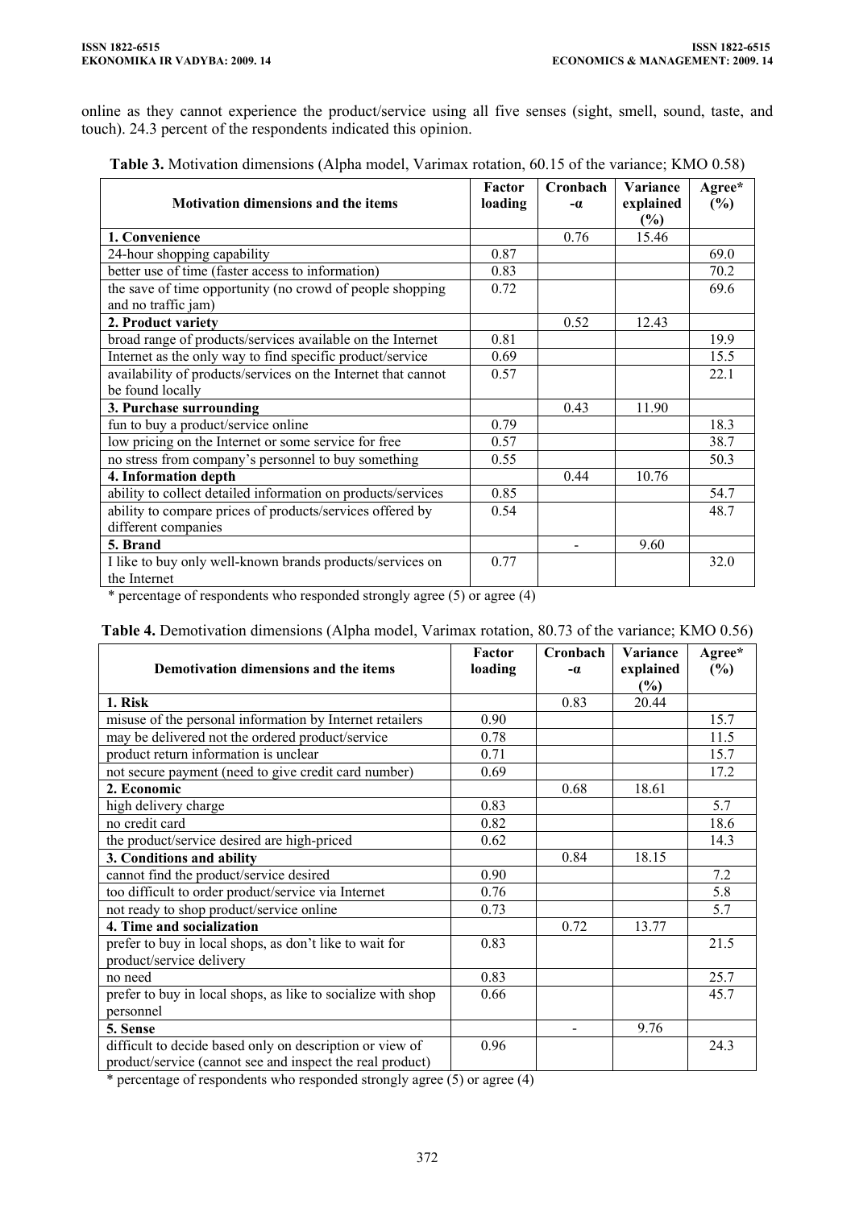online as they cannot experience the product/service using all five senses (sight, smell, sound, taste, and touch). 24.3 percent of the respondents indicated this opinion.

**Table 3.** Motivation dimensions (Alpha model, Varimax rotation, 60.15 of the variance; KMO 0.58)

| Motivation dimensions and the items | Factor loading | Cronbach -α | Variance explained (%) | Agree* (%) |
|---|---|---|---|---|
| **1. Convenience** | | 0.76 | 15.46 | |
| 24-hour shopping capability | 0.87 | | | 69.0 |
| better use of time (faster access to information) | 0.83 | | | 70.2 |
| the save of time opportunity (no crowd of people shopping and no traffic jam) | 0.72 | | | 69.6 |
| **2. Product variety** | | 0.52 | 12.43 | |
| broad range of products/services available on the Internet | 0.81 | | | 19.9 |
| Internet as the only way to find specific product/service | 0.69 | | | 15.5 |
| availability of products/services on the Internet that cannot be found locally | 0.57 | | | 22.1 |
| **3. Purchase surrounding** | | 0.43 | 11.90 | |
| fun to buy a product/service online | 0.79 | | | 18.3 |
| low pricing on the Internet or some service for free | 0.57 | | | 38.7 |
| no stress from company's personnel to buy something | 0.55 | | | 50.3 |
| **4. Information depth** | | 0.44 | 10.76 | |
| ability to collect detailed information on products/services | 0.85 | | | 54.7 |
| ability to compare prices of products/services offered by different companies | 0.54 | | | 48.7 |
| **5. Brand** | | - | 9.60 | |
| I like to buy only well-known brands products/services on the Internet | 0.77 | | | 32.0 |

\* percentage of respondents who responded strongly agree (5) or agree (4)

**Table 4.** Demotivation dimensions (Alpha model, Varimax rotation, 80.73 of the variance; KMO 0.56)

| Demotivation dimensions and the items | Factor loading | Cronbach -α | Variance explained (%) | Agree* (%) |
|---|---|---|---|---|
| **1. Risk** | | 0.83 | 20.44 | |
| misuse of the personal information by Internet retailers | 0.90 | | | 15.7 |
| may be delivered not the ordered product/service | 0.78 | | | 11.5 |
| product return information is unclear | 0.71 | | | 15.7 |
| not secure payment (need to give credit card number) | 0.69 | | | 17.2 |
| **2. Economic** | | 0.68 | 18.61 | |
| high delivery charge | 0.83 | | | 5.7 |
| no credit card | 0.82 | | | 18.6 |
| the product/service desired are high-priced | 0.62 | | | 14.3 |
| **3. Conditions and ability** | | 0.84 | 18.15 | |
| cannot find the product/service desired | 0.90 | | | 7.2 |
| too difficult to order product/service via Internet | 0.76 | | | 5.8 |
| not ready to shop product/service online | 0.73 | | | 5.7 |
| **4. Time and socialization** | | 0.72 | 13.77 | |
| prefer to buy in local shops, as don't like to wait for product/service delivery | 0.83 | | | 21.5 |
| no need | 0.83 | | | 25.7 |
| prefer to buy in local shops, as like to socialize with shop personnel | 0.66 | | | 45.7 |
| **5. Sense** | | - | 9.76 | |
| difficult to decide based only on description or view of product/service (cannot see and inspect the real product) | 0.96 | | | 24.3 |

\* percentage of respondents who responded strongly agree (5) or agree (4)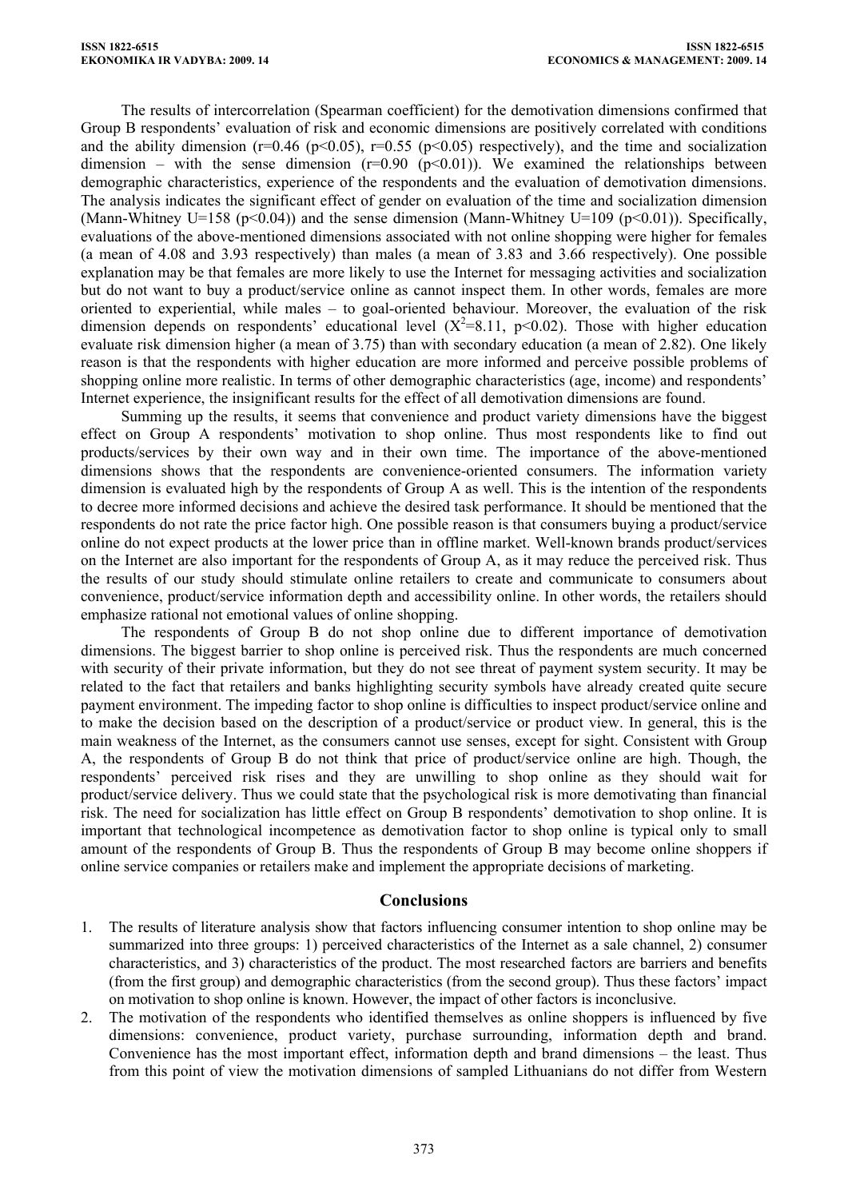The results of intercorrelation (Spearman coefficient) for the demotivation dimensions confirmed that Group B respondents' evaluation of risk and economic dimensions are positively correlated with conditions and the ability dimension ($r=0.46$ ($p<0.05$), $r=0.55$ ($p<0.05$) respectively), and the time and socialization dimension – with the sense dimension ($r=0.90$ ($p<0.01$)). We examined the relationships between demographic characteristics, experience of the respondents and the evaluation of demotivation dimensions. The analysis indicates the significant effect of gender on evaluation of the time and socialization dimension (Mann-Whitney $U=158$ ($p<0.04$)) and the sense dimension (Mann-Whitney $U=109$ ($p<0.01$)). Specifically, evaluations of the above-mentioned dimensions associated with not online shopping were higher for females (a mean of 4.08 and 3.93 respectively) than males (a mean of 3.83 and 3.66 respectively). One possible explanation may be that females are more likely to use the Internet for messaging activities and socialization but do not want to buy a product/service online as cannot inspect them. In other words, females are more oriented to experiential, while males – to goal-oriented behaviour. Moreover, the evaluation of the risk dimension depends on respondents' educational level ($X^2=8.11$, $p<0.02$). Those with higher education evaluate risk dimension higher (a mean of 3.75) than with secondary education (a mean of 2.82). One likely reason is that the respondents with higher education are more informed and perceive possible problems of shopping online more realistic. In terms of other demographic characteristics (age, income) and respondents' Internet experience, the insignificant results for the effect of all demotivation dimensions are found.

Summing up the results, it seems that convenience and product variety dimensions have the biggest effect on Group A respondents' motivation to shop online. Thus most respondents like to find out products/services by their own way and in their own time. The importance of the above-mentioned dimensions shows that the respondents are convenience-oriented consumers. The information variety dimension is evaluated high by the respondents of Group A as well. This is the intention of the respondents to decree more informed decisions and achieve the desired task performance. It should be mentioned that the respondents do not rate the price factor high. One possible reason is that consumers buying a product/service online do not expect products at the lower price than in offline market. Well-known brands product/services on the Internet are also important for the respondents of Group A, as it may reduce the perceived risk. Thus the results of our study should stimulate online retailers to create and communicate to consumers about convenience, product/service information depth and accessibility online. In other words, the retailers should emphasize rational not emotional values of online shopping.

The respondents of Group B do not shop online due to different importance of demotivation dimensions. The biggest barrier to shop online is perceived risk. Thus the respondents are much concerned with security of their private information, but they do not see threat of payment system security. It may be related to the fact that retailers and banks highlighting security symbols have already created quite secure payment environment. The impeding factor to shop online is difficulties to inspect product/service online and to make the decision based on the description of a product/service or product view. In general, this is the main weakness of the Internet, as the consumers cannot use senses, except for sight. Consistent with Group A, the respondents of Group B do not think that price of product/service online are high. Though, the respondents' perceived risk rises and they are unwilling to shop online as they should wait for product/service delivery. Thus we could state that the psychological risk is more demotivating than financial risk. The need for socialization has little effect on Group B respondents' demotivation to shop online. It is important that technological incompetence as demotivation factor to shop online is typical only to small amount of the respondents of Group B. Thus the respondents of Group B may become online shoppers if online service companies or retailers make and implement the appropriate decisions of marketing.

## Conclusions

1. The results of literature analysis show that factors influencing consumer intention to shop online may be summarized into three groups: 1) perceived characteristics of the Internet as a sale channel, 2) consumer characteristics, and 3) characteristics of the product. The most researched factors are barriers and benefits (from the first group) and demographic characteristics (from the second group). Thus these factors' impact on motivation to shop online is known. However, the impact of other factors is inconclusive.
2. The motivation of the respondents who identified themselves as online shoppers is influenced by five dimensions: convenience, product variety, purchase surrounding, information depth and brand. Convenience has the most important effect, information depth and brand dimensions – the least. Thus from this point of view the motivation dimensions of sampled Lithuanians do not differ from Western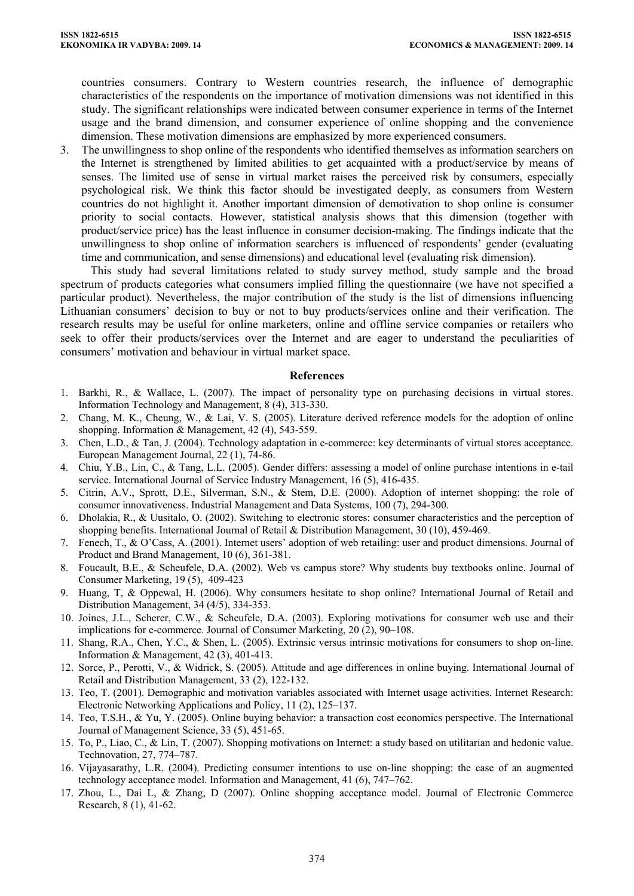countries consumers. Contrary to Western countries research, the influence of demographic characteristics of the respondents on the importance of motivation dimensions was not identified in this study. The significant relationships were indicated between consumer experience in terms of the Internet usage and the brand dimension, and consumer experience of online shopping and the convenience dimension. These motivation dimensions are emphasized by more experienced consumers.

3. The unwillingness to shop online of the respondents who identified themselves as information searchers on the Internet is strengthened by limited abilities to get acquainted with a product/service by means of senses. The limited use of sense in virtual market raises the perceived risk by consumers, especially psychological risk. We think this factor should be investigated deeply, as consumers from Western countries do not highlight it. Another important dimension of demotivation to shop online is consumer priority to social contacts. However, statistical analysis shows that this dimension (together with product/service price) has the least influence in consumer decision-making. The findings indicate that the unwillingness to shop online of information searchers is influenced of respondents' gender (evaluating time and communication, and sense dimensions) and educational level (evaluating risk dimension).

This study had several limitations related to study survey method, study sample and the broad spectrum of products categories what consumers implied filling the questionnaire (we have not specified a particular product). Nevertheless, the major contribution of the study is the list of dimensions influencing Lithuanian consumers' decision to buy or not to buy products/services online and their verification. The research results may be useful for online marketers, online and offline service companies or retailers who seek to offer their products/services over the Internet and are eager to understand the peculiarities of consumers' motivation and behaviour in virtual market space.

## References

1. Barkhi, R., & Wallace, L. (2007). The impact of personality type on purchasing decisions in virtual stores. Information Technology and Management, 8 (4), 313-330.
2. Chang, M. K., Cheung, W., & Lai, V. S. (2005). Literature derived reference models for the adoption of online shopping. Information & Management, 42 (4), 543-559.
3. Chen, L.D., & Tan, J. (2004). Technology adaptation in e-commerce: key determinants of virtual stores acceptance. European Management Journal, 22 (1), 74-86.
4. Chiu, Y.B., Lin, C., & Tang, L.L. (2005). Gender differs: assessing a model of online purchase intentions in e-tail service. International Journal of Service Industry Management, 16 (5), 416-435.
5. Citrin, A.V., Sprott, D.E., Silverman, S.N., & Stem, D.E. (2000). Adoption of internet shopping: the role of consumer innovativeness. Industrial Management and Data Systems, 100 (7), 294-300.
6. Dholakia, R., & Uusitalo, O. (2002). Switching to electronic stores: consumer characteristics and the perception of shopping benefits. International Journal of Retail & Distribution Management, 30 (10), 459-469.
7. Fenech, T., & O'Cass, A. (2001). Internet users' adoption of web retailing: user and product dimensions. Journal of Product and Brand Management, 10 (6), 361-381.
8. Foucault, B.E., & Scheufele, D.A. (2002). Web vs campus store? Why students buy textbooks online. Journal of Consumer Marketing, 19 (5), 409-423
9. Huang, T, & Oppewal, H. (2006). Why consumers hesitate to shop online? International Journal of Retail and Distribution Management, 34 (4/5), 334-353.
10. Joines, J.L., Scherer, C.W., & Scheufele, D.A. (2003). Exploring motivations for consumer web use and their implications for e-commerce. Journal of Consumer Marketing, 20 (2), 90–108.
11. Shang, R.A., Chen, Y.C., & Shen, L. (2005). Extrinsic versus intrinsic motivations for consumers to shop on-line. Information & Management, 42 (3), 401-413.
12. Sorce, P., Perotti, V., & Widrick, S. (2005). Attitude and age differences in online buying. International Journal of Retail and Distribution Management, 33 (2), 122-132.
13. Teo, T. (2001). Demographic and motivation variables associated with Internet usage activities. Internet Research: Electronic Networking Applications and Policy, 11 (2), 125–137.
14. Teo, T.S.H., & Yu, Y. (2005). Online buying behavior: a transaction cost economics perspective. The International Journal of Management Science, 33 (5), 451-65.
15. To, P., Liao, C., & Lin, T. (2007). Shopping motivations on Internet: a study based on utilitarian and hedonic value. Technovation, 27, 774–787.
16. Vijayasarathy, L.R. (2004). Predicting consumer intentions to use on-line shopping: the case of an augmented technology acceptance model. Information and Management, 41 (6), 747–762.
17. Zhou, L., Dai L, & Zhang, D (2007). Online shopping acceptance model. Journal of Electronic Commerce Research, 8 (1), 41-62.